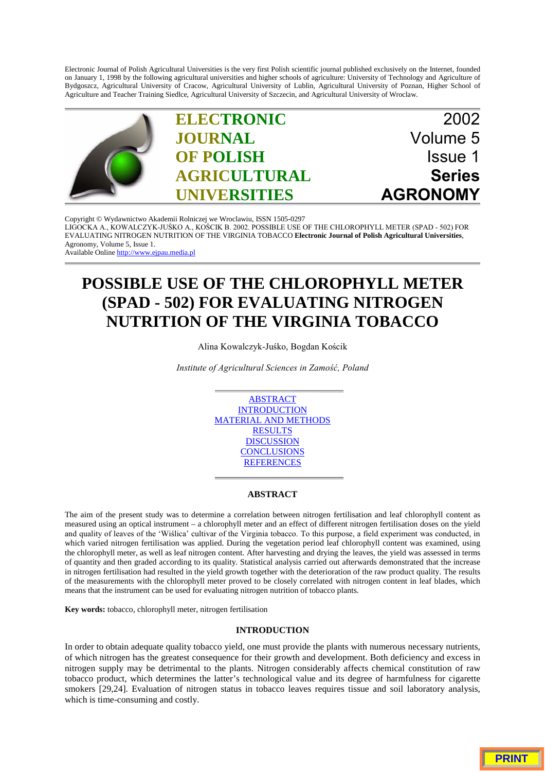Electronic Journal of Polish Agricultural Universities is the very first Polish scientific journal published exclusively on the Internet, founded on January 1, 1998 by the following agricultural universities and higher schools of agriculture: University of Technology and Agriculture of Bydgoszcz, Agricultural University of Cracow, Agricultural University of Lublin, Agricultural University of Poznan, Higher School of Agriculture and Teacher Training Siedlce, Agricultural University of Szczecin, and Agricultural University of Wroclaw.

**ELECTRONIC JOURNAL OF POLISH AGRICULTURAL UNIVERSITIES**

2002
Volume 5
Issue 1
**Series AGRONOMY**

Copyright © Wydawnictwo Akademii Rolniczej we Wroclawiu, ISSN 1505-0297
LIGOCKA A., KOWALCZYK-JUŚKO A., KOŚCIK B. 2002. POSSIBLE USE OF THE CHLOROPHYLL METER (SPAD - 502) FOR EVALUATING NITROGEN NUTRITION OF THE VIRGINIA TOBACCO **Electronic Journal of Polish Agricultural Universities**, Agronomy, Volume 5, Issue 1.
Available Online http://www.ejpau.media.pl

# POSSIBLE USE OF THE CHLOROPHYLL METER (SPAD - 502) FOR EVALUATING NITROGEN NUTRITION OF THE VIRGINIA TOBACCO

Alina Kowalczyk-Juśko, Bogdan Kościk

*Institute of Agricultural Sciences in Zamość, Poland*

ABSTRACT
INTRODUCTION
MATERIAL AND METHODS
RESULTS
DISCUSSION
CONCLUSIONS
REFERENCES

## ABSTRACT

The aim of the present study was to determine a correlation between nitrogen fertilisation and leaf chlorophyll content as measured using an optical instrument – a chlorophyll meter and an effect of different nitrogen fertilisation doses on the yield and quality of leaves of the 'Wiślica' cultivar of the Virginia tobacco. To this purpose, a field experiment was conducted, in which varied nitrogen fertilisation was applied. During the vegetation period leaf chlorophyll content was examined, using the chlorophyll meter, as well as leaf nitrogen content. After harvesting and drying the leaves, the yield was assessed in terms of quantity and then graded according to its quality. Statistical analysis carried out afterwards demonstrated that the increase in nitrogen fertilisation had resulted in the yield growth together with the deterioration of the raw product quality. The results of the measurements with the chlorophyll meter proved to be closely correlated with nitrogen content in leaf blades, which means that the instrument can be used for evaluating nitrogen nutrition of tobacco plants.

**Key words:** tobacco, chlorophyll meter, nitrogen fertilisation

## INTRODUCTION

In order to obtain adequate quality tobacco yield, one must provide the plants with numerous necessary nutrients, of which nitrogen has the greatest consequence for their growth and development. Both deficiency and excess in nitrogen supply may be detrimental to the plants. Nitrogen considerably affects chemical constitution of raw tobacco product, which determines the latter's technological value and its degree of harmfulness for cigarette smokers [29,24]. Evaluation of nitrogen status in tobacco leaves requires tissue and soil laboratory analysis, which is time-consuming and costly.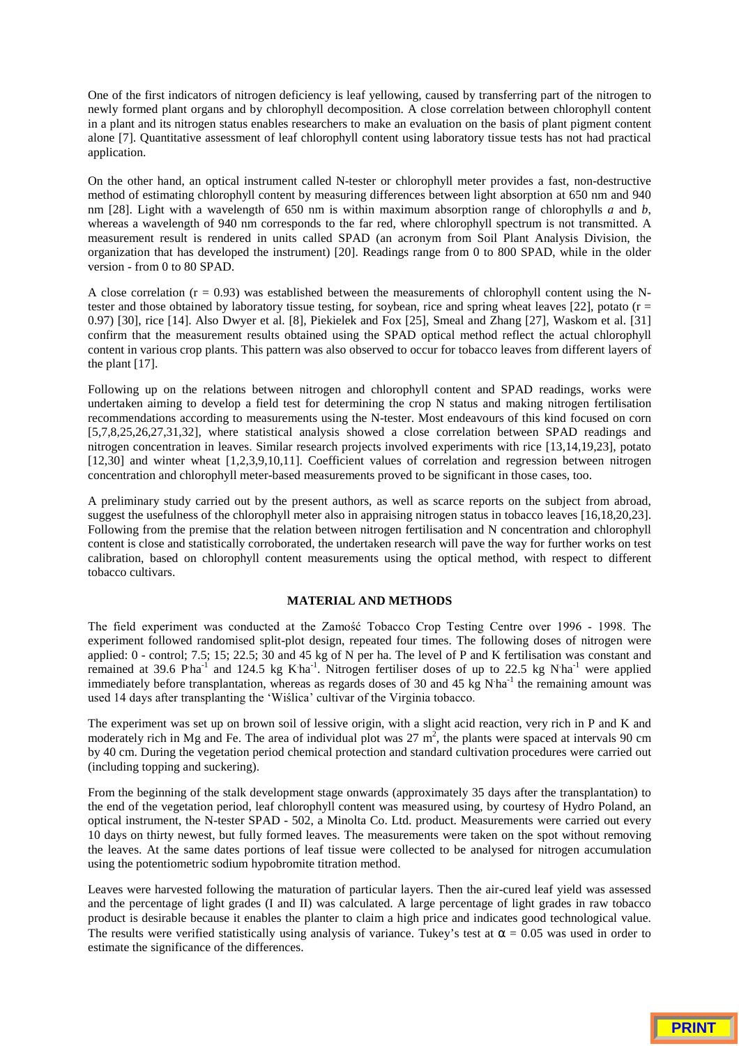One of the first indicators of nitrogen deficiency is leaf yellowing, caused by transferring part of the nitrogen to newly formed plant organs and by chlorophyll decomposition. A close correlation between chlorophyll content in a plant and its nitrogen status enables researchers to make an evaluation on the basis of plant pigment content alone [7]. Quantitative assessment of leaf chlorophyll content using laboratory tissue tests has not had practical application.

On the other hand, an optical instrument called N-tester or chlorophyll meter provides a fast, non-destructive method of estimating chlorophyll content by measuring differences between light absorption at 650 nm and 940 nm [28]. Light with a wavelength of 650 nm is within maximum absorption range of chlorophylls *a* and *b*, whereas a wavelength of 940 nm corresponds to the far red, where chlorophyll spectrum is not transmitted. A measurement result is rendered in units called SPAD (an acronym from Soil Plant Analysis Division, the organization that has developed the instrument) [20]. Readings range from 0 to 800 SPAD, while in the older version - from 0 to 80 SPAD.

A close correlation ($r = 0.93$) was established between the measurements of chlorophyll content using the N-tester and those obtained by laboratory tissue testing, for soybean, rice and spring wheat leaves [22], potato ($r = 0.97$) [30], rice [14]. Also Dwyer et al. [8], Piekielek and Fox [25], Smeal and Zhang [27], Waskom et al. [31] confirm that the measurement results obtained using the SPAD optical method reflect the actual chlorophyll content in various crop plants. This pattern was also observed to occur for tobacco leaves from different layers of the plant [17].

Following up on the relations between nitrogen and chlorophyll content and SPAD readings, works were undertaken aiming to develop a field test for determining the crop N status and making nitrogen fertilisation recommendations according to measurements using the N-tester. Most endeavours of this kind focused on corn [5,7,8,25,26,27,31,32], where statistical analysis showed a close correlation between SPAD readings and nitrogen concentration in leaves. Similar research projects involved experiments with rice [13,14,19,23], potato [12,30] and winter wheat [1,2,3,9,10,11]. Coefficient values of correlation and regression between nitrogen concentration and chlorophyll meter-based measurements proved to be significant in those cases, too.

A preliminary study carried out by the present authors, as well as scarce reports on the subject from abroad, suggest the usefulness of the chlorophyll meter also in appraising nitrogen status in tobacco leaves [16,18,20,23]. Following from the premise that the relation between nitrogen fertilisation and N concentration and chlorophyll content is close and statistically corroborated, the undertaken research will pave the way for further works on test calibration, based on chlorophyll content measurements using the optical method, with respect to different tobacco cultivars.

## MATERIAL AND METHODS

The field experiment was conducted at the Zamość Tobacco Crop Testing Centre over 1996 - 1998. The experiment followed randomised split-plot design, repeated four times. The following doses of nitrogen were applied: 0 - control; 7.5; 15; 22.5; 30 and 45 kg of N per ha. The level of P and K fertilisation was constant and remained at 39.6 $P \cdot ha^{-1}$ and 124.5 kg $K \cdot ha^{-1}$. Nitrogen fertiliser doses of up to 22.5 kg $N \cdot ha^{-1}$ were applied immediately before transplantation, whereas as regards doses of 30 and 45 kg $N \cdot ha^{-1}$ the remaining amount was used 14 days after transplanting the 'Wiślica' cultivar of the Virginia tobacco.

The experiment was set up on brown soil of lessive origin, with a slight acid reaction, very rich in P and K and moderately rich in Mg and Fe. The area of individual plot was 27 $m^2$, the plants were spaced at intervals 90 cm by 40 cm. During the vegetation period chemical protection and standard cultivation procedures were carried out (including topping and suckering).

From the beginning of the stalk development stage onwards (approximately 35 days after the transplantation) to the end of the vegetation period, leaf chlorophyll content was measured using, by courtesy of Hydro Poland, an optical instrument, the N-tester SPAD - 502, a Minolta Co. Ltd. product. Measurements were carried out every 10 days on thirty newest, but fully formed leaves. The measurements were taken on the spot without removing the leaves. At the same dates portions of leaf tissue were collected to be analysed for nitrogen accumulation using the potentiometric sodium hypobromite titration method.

Leaves were harvested following the maturation of particular layers. Then the air-cured leaf yield was assessed and the percentage of light grades (I and II) was calculated. A large percentage of light grades in raw tobacco product is desirable because it enables the planter to claim a high price and indicates good technological value. The results were verified statistically using analysis of variance. Tukey's test at $\alpha = 0.05$ was used in order to estimate the significance of the differences.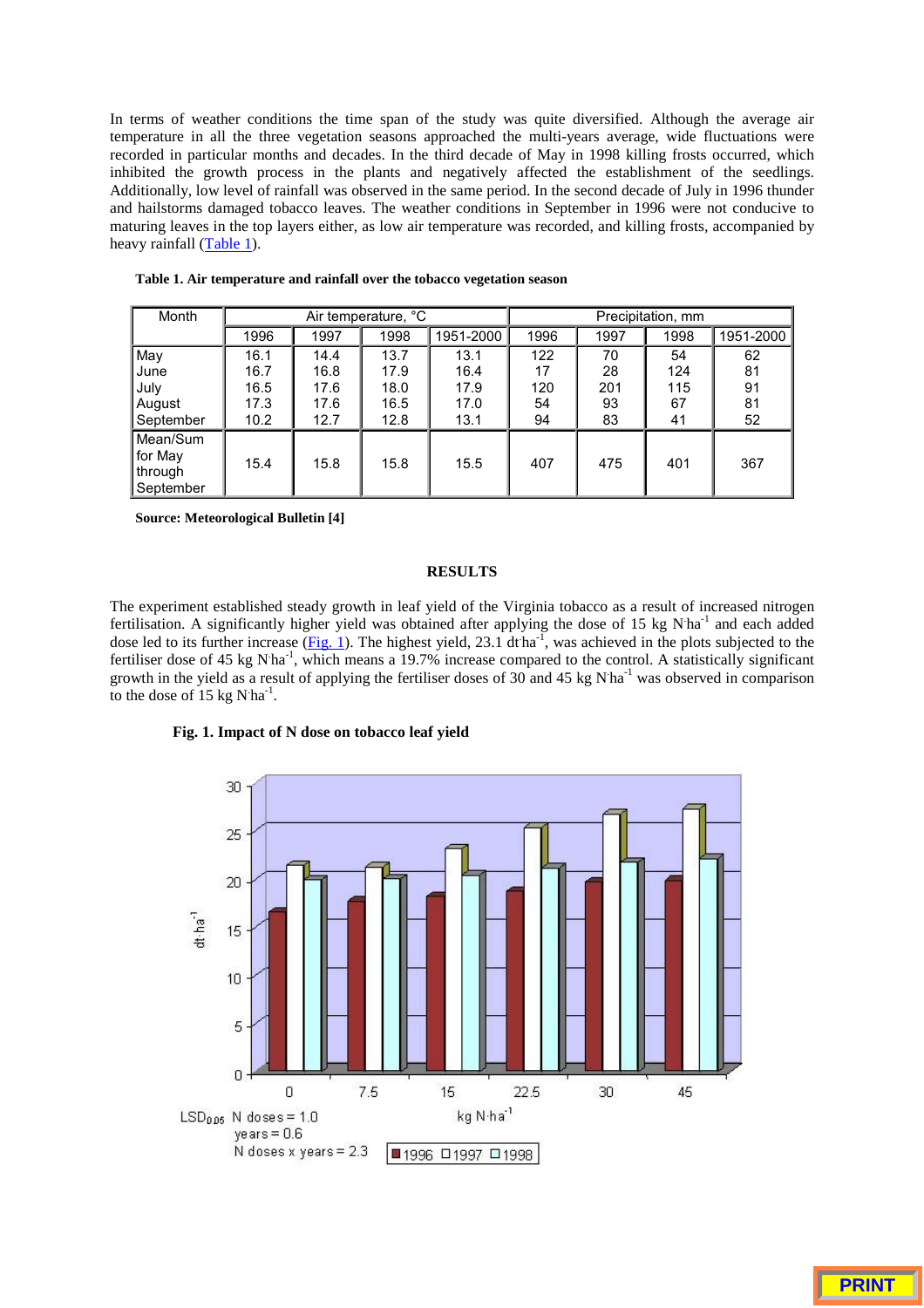In terms of weather conditions the time span of the study was quite diversified. Although the average air temperature in all the three vegetation seasons approached the multi-years average, wide fluctuations were recorded in particular months and decades. In the third decade of May in 1998 killing frosts occurred, which inhibited the growth process in the plants and negatively affected the establishment of the seedlings. Additionally, low level of rainfall was observed in the same period. In the second decade of July in 1996 thunder and hailstorms damaged tobacco leaves. The weather conditions in September in 1996 were not conducive to maturing leaves in the top layers either, as low air temperature was recorded, and killing frosts, accompanied by heavy rainfall (Table 1).

**Table 1. Air temperature and rainfall over the tobacco vegetation season**

| Month | Air temperature, °C | | | | Precipitation, mm | | | |
|---|---|---|---|---|---|---|---|---|
| | 1996 | 1997 | 1998 | 1951-2000 | 1996 | 1997 | 1998 | 1951-2000 |
| May | 16.1 | 14.4 | 13.7 | 13.1 | 122 | 70 | 54 | 62 |
| June | 16.7 | 16.8 | 17.9 | 16.4 | 17 | 28 | 124 | 81 |
| July | 16.5 | 17.6 | 18.0 | 17.9 | 120 | 201 | 115 | 91 |
| August | 17.3 | 17.6 | 16.5 | 17.0 | 54 | 93 | 67 | 81 |
| September | 10.2 | 12.7 | 12.8 | 13.1 | 94 | 83 | 41 | 52 |
| Mean/Sum for May through September | 15.4 | 15.8 | 15.8 | 15.5 | 407 | 475 | 401 | 367 |

**Source: Meteorological Bulletin [4]**

## RESULTS

The experiment established steady growth in leaf yield of the Virginia tobacco as a result of increased nitrogen fertilisation. A significantly higher yield was obtained after applying the dose of 15 kg N·ha$^{-1}$ and each added dose led to its further increase (Fig. 1). The highest yield, 23.1 dt·ha$^{-1}$, was achieved in the plots subjected to the fertiliser dose of 45 kg N·ha$^{-1}$, which means a 19.7% increase compared to the control. A statistically significant growth in the yield as a result of applying the fertiliser doses of 30 and 45 kg N·ha$^{-1}$ was observed in comparison to the dose of 15 kg N·ha$^{-1}$.

**Fig. 1. Impact of N dose on tobacco leaf yield**

$LSD_{0.05}$ N doses = 1.0
years = 0.6
N doses x years = 2.3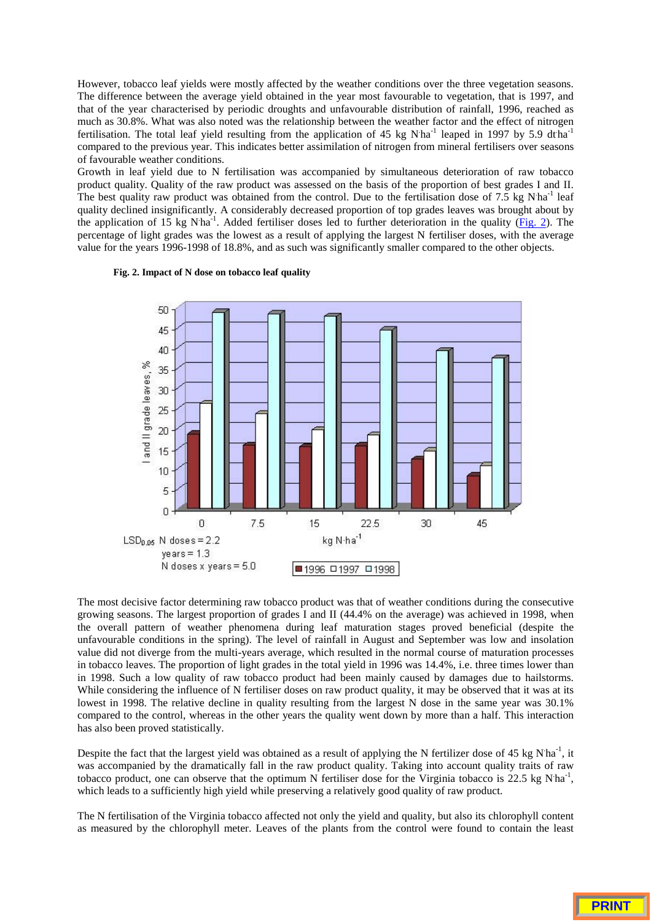However, tobacco leaf yields were mostly affected by the weather conditions over the three vegetation seasons. The difference between the average yield obtained in the year most favourable to vegetation, that is 1997, and that of the year characterised by periodic droughts and unfavourable distribution of rainfall, 1996, reached as much as 30.8%. What was also noted was the relationship between the weather factor and the effect of nitrogen fertilisation. The total leaf yield resulting from the application of 45 kg N·ha$^{-1}$ leaped in 1997 by 5.9 dt·ha$^{-1}$ compared to the previous year. This indicates better assimilation of nitrogen from mineral fertilisers over seasons of favourable weather conditions.

Growth in leaf yield due to N fertilisation was accompanied by simultaneous deterioration of raw tobacco product quality. Quality of the raw product was assessed on the basis of the proportion of best grades I and II. The best quality raw product was obtained from the control. Due to the fertilisation dose of 7.5 kg N·ha$^{-1}$ leaf quality declined insignificantly. A considerably decreased proportion of top grades leaves was brought about by the application of 15 kg N·ha$^{-1}$. Added fertiliser doses led to further deterioration in the quality (Fig. 2). The percentage of light grades was the lowest as a result of applying the largest N fertiliser doses, with the average value for the years 1996-1998 of 18.8%, and as such was significantly smaller compared to the other objects.

**Fig. 2. Impact of N dose on tobacco leaf quality**

The most decisive factor determining raw tobacco product was that of weather conditions during the consecutive growing seasons. The largest proportion of grades I and II (44.4% on the average) was achieved in 1998, when the overall pattern of weather phenomena during leaf maturation stages proved beneficial (despite the unfavourable conditions in the spring). The level of rainfall in August and September was low and insolation value did not diverge from the multi-years average, which resulted in the normal course of maturation processes in tobacco leaves. The proportion of light grades in the total yield in 1996 was 14.4%, i.e. three times lower than in 1998. Such a low quality of raw tobacco product had been mainly caused by damages due to hailstorms. While considering the influence of N fertiliser doses on raw product quality, it may be observed that it was at its lowest in 1998. The relative decline in quality resulting from the largest N dose in the same year was 30.1% compared to the control, whereas in the other years the quality went down by more than a half. This interaction has also been proved statistically.

Despite the fact that the largest yield was obtained as a result of applying the N fertilizer dose of 45 kg N·ha$^{-1}$, it was accompanied by the dramatically fall in the raw product quality. Taking into account quality traits of raw tobacco product, one can observe that the optimum N fertiliser dose for the Virginia tobacco is 22.5 kg N·ha$^{-1}$, which leads to a sufficiently high yield while preserving a relatively good quality of raw product.

The N fertilisation of the Virginia tobacco affected not only the yield and quality, but also its chlorophyll content as measured by the chlorophyll meter. Leaves of the plants from the control were found to contain the least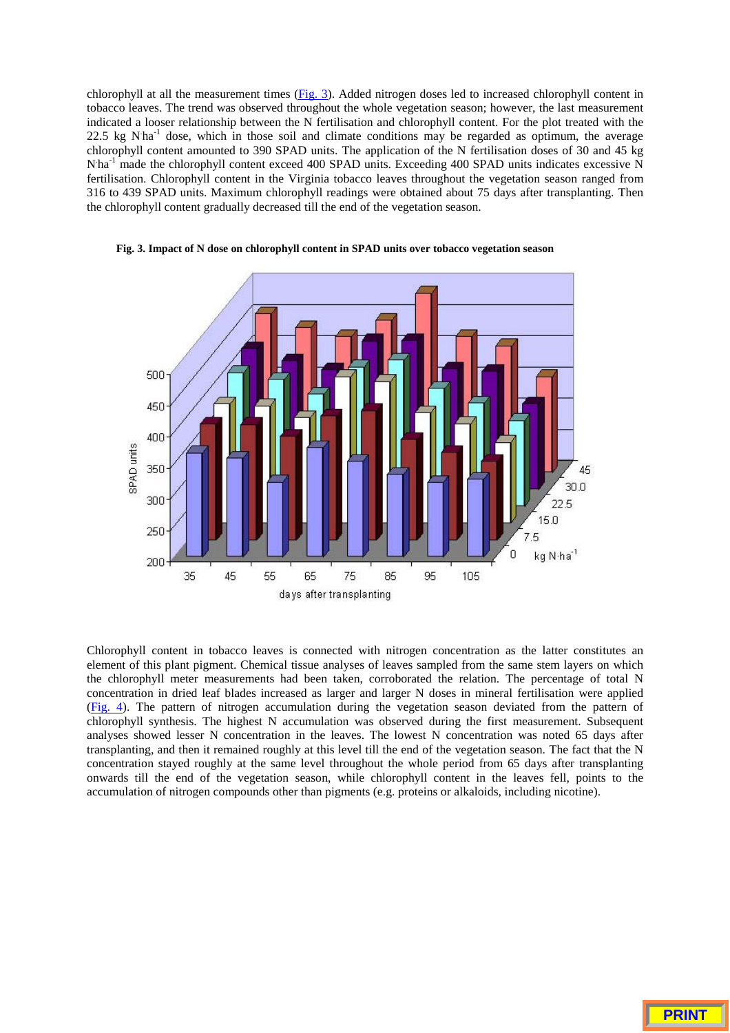chlorophyll at all the measurement times (Fig. 3). Added nitrogen doses led to increased chlorophyll content in tobacco leaves. The trend was observed throughout the whole vegetation season; however, the last measurement indicated a looser relationship between the N fertilisation and chlorophyll content. For the plot treated with the 22.5 kg N·ha$^{-1}$ dose, which in those soil and climate conditions may be regarded as optimum, the average chlorophyll content amounted to 390 SPAD units. The application of the N fertilisation doses of 30 and 45 kg N·ha$^{-1}$ made the chlorophyll content exceed 400 SPAD units. Exceeding 400 SPAD units indicates excessive N fertilisation. Chlorophyll content in the Virginia tobacco leaves throughout the vegetation season ranged from 316 to 439 SPAD units. Maximum chlorophyll readings were obtained about 75 days after transplanting. Then the chlorophyll content gradually decreased till the end of the vegetation season.

**Fig. 3. Impact of N dose on chlorophyll content in SPAD units over tobacco vegetation season**

Chlorophyll content in tobacco leaves is connected with nitrogen concentration as the latter constitutes an element of this plant pigment. Chemical tissue analyses of leaves sampled from the same stem layers on which the chlorophyll meter measurements had been taken, corroborated the relation. The percentage of total N concentration in dried leaf blades increased as larger and larger N doses in mineral fertilisation were applied (Fig. 4). The pattern of nitrogen accumulation during the vegetation season deviated from the pattern of chlorophyll synthesis. The highest N accumulation was observed during the first measurement. Subsequent analyses showed lesser N concentration in the leaves. The lowest N concentration was noted 65 days after transplanting, and then it remained roughly at this level till the end of the vegetation season. The fact that the N concentration stayed roughly at the same level throughout the whole period from 65 days after transplanting onwards till the end of the vegetation season, while chlorophyll content in the leaves fell, points to the accumulation of nitrogen compounds other than pigments (e.g. proteins or alkaloids, including nicotine).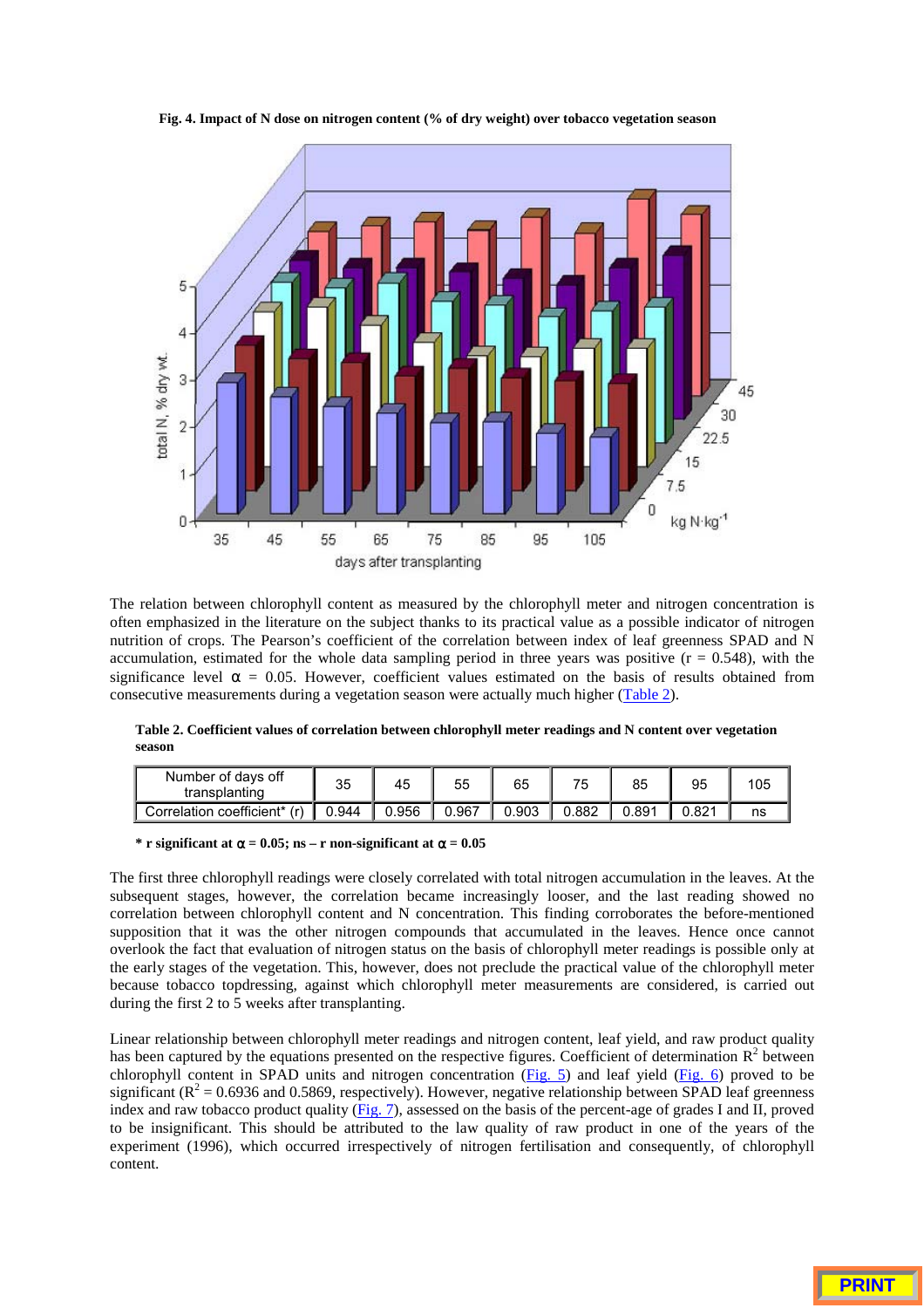**Fig. 4. Impact of N dose on nitrogen content (% of dry weight) over tobacco vegetation season**

The relation between chlorophyll content as measured by the chlorophyll meter and nitrogen concentration is often emphasized in the literature on the subject thanks to its practical value as a possible indicator of nitrogen nutrition of crops. The Pearson's coefficient of the correlation between index of leaf greenness SPAD and N accumulation, estimated for the whole data sampling period in three years was positive ($r = 0.548$), with the significance level $\alpha = 0.05$. However, coefficient values estimated on the basis of results obtained from consecutive measurements during a vegetation season were actually much higher (Table 2).

**Table 2. Coefficient values of correlation between chlorophyll meter readings and N content over vegetation season**

| Number of days off transplanting | 35 | 45 | 55 | 65 | 75 | 85 | 95 | 105 |
|---|---|---|---|---|---|---|---|---|
| Correlation coefficient* (r) | 0.944 | 0.956 | 0.967 | 0.903 | 0.882 | 0.891 | 0.821 | ns |

**\* r significant at $\alpha = 0.05$; ns – r non-significant at $\alpha = 0.05$**

The first three chlorophyll readings were closely correlated with total nitrogen accumulation in the leaves. At the subsequent stages, however, the correlation became increasingly looser, and the last reading showed no correlation between chlorophyll content and N concentration. This finding corroborates the before-mentioned supposition that it was the other nitrogen compounds that accumulated in the leaves. Hence once cannot overlook the fact that evaluation of nitrogen status on the basis of chlorophyll meter readings is possible only at the early stages of the vegetation. This, however, does not preclude the practical value of the chlorophyll meter because tobacco topdressing, against which chlorophyll meter measurements are considered, is carried out during the first 2 to 5 weeks after transplanting.

Linear relationship between chlorophyll meter readings and nitrogen content, leaf yield, and raw product quality has been captured by the equations presented on the respective figures. Coefficient of determination $R^2$ between chlorophyll content in SPAD units and nitrogen concentration (Fig. 5) and leaf yield (Fig. 6) proved to be significant ($R^2 = 0.6936$ and $0.5869$, respectively). However, negative relationship between SPAD leaf greenness index and raw tobacco product quality (Fig. 7), assessed on the basis of the percent-age of grades I and II, proved to be insignificant. This should be attributed to the law quality of raw product in one of the years of the experiment (1996), which occurred irrespectively of nitrogen fertilisation and consequently, of chlorophyll content.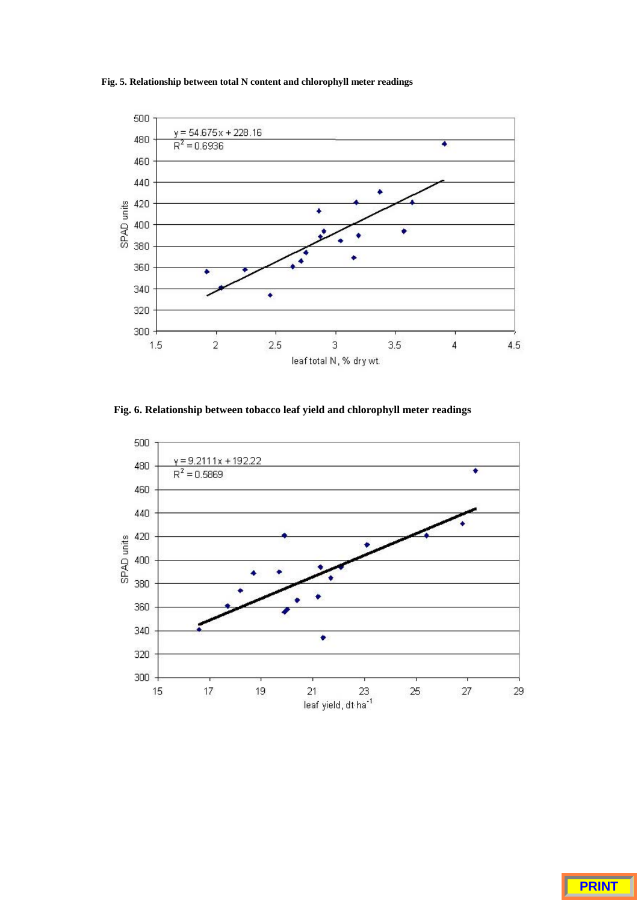**Fig. 5. Relationship between total N content and chlorophyll meter readings**

**Fig. 6. Relationship between tobacco leaf yield and chlorophyll meter readings**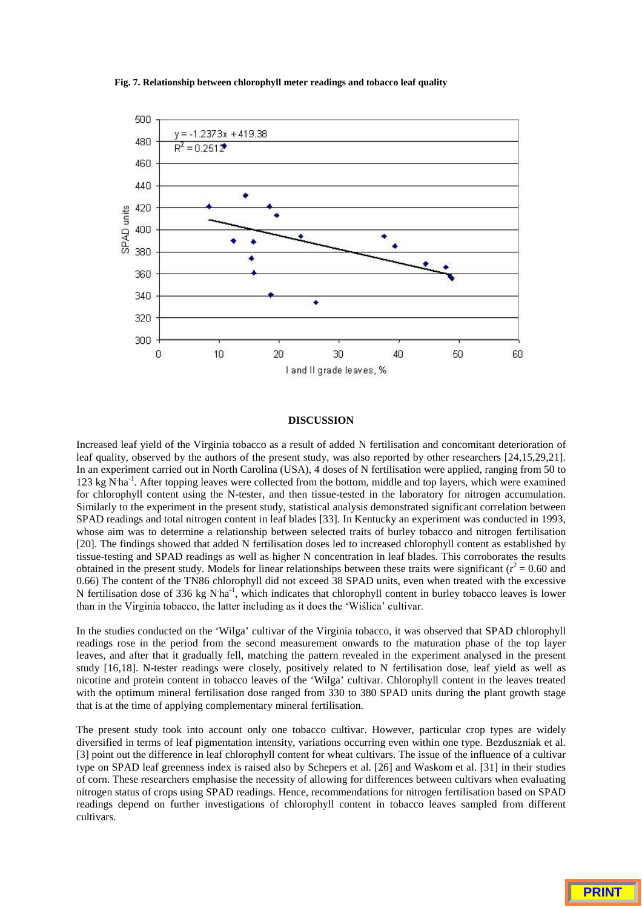**Fig. 7. Relationship between chlorophyll meter readings and tobacco leaf quality**

## DISCUSSION

Increased leaf yield of the Virginia tobacco as a result of added N fertilisation and concomitant deterioration of leaf quality, observed by the authors of the present study, was also reported by other researchers [24,15,29,21]. In an experiment carried out in North Carolina (USA), 4 doses of N fertilisation were applied, ranging from 50 to 123 kg N·ha$^{-1}$. After topping leaves were collected from the bottom, middle and top layers, which were examined for chlorophyll content using the N-tester, and then tissue-tested in the laboratory for nitrogen accumulation. Similarly to the experiment in the present study, statistical analysis demonstrated significant correlation between SPAD readings and total nitrogen content in leaf blades [33]. In Kentucky an experiment was conducted in 1993, whose aim was to determine a relationship between selected traits of burley tobacco and nitrogen fertilisation [20]. The findings showed that added N fertilisation doses led to increased chlorophyll content as established by tissue-testing and SPAD readings as well as higher N concentration in leaf blades. This corroborates the results obtained in the present study. Models for linear relationships between these traits were significant ($r^2 = 0.60$ and 0.66) The content of the TN86 chlorophyll did not exceed 38 SPAD units, even when treated with the excessive N fertilisation dose of 336 kg N·ha$^{-1}$, which indicates that chlorophyll content in burley tobacco leaves is lower than in the Virginia tobacco, the latter including as it does the 'Wiślica' cultivar.

In the studies conducted on the 'Wilga' cultivar of the Virginia tobacco, it was observed that SPAD chlorophyll readings rose in the period from the second measurement onwards to the maturation phase of the top layer leaves, and after that it gradually fell, matching the pattern revealed in the experiment analysed in the present study [16,18]. N-tester readings were closely, positively related to N fertilisation dose, leaf yield as well as nicotine and protein content in tobacco leaves of the 'Wilga' cultivar. Chlorophyll content in the leaves treated with the optimum mineral fertilisation dose ranged from 330 to 380 SPAD units during the plant growth stage that is at the time of applying complementary mineral fertilisation.

The present study took into account only one tobacco cultivar. However, particular crop types are widely diversified in terms of leaf pigmentation intensity, variations occurring even within one type. Bezduszniak et al. [3] point out the difference in leaf chlorophyll content for wheat cultivars. The issue of the influence of a cultivar type on SPAD leaf greenness index is raised also by Schepers et al. [26] and Waskom et al. [31] in their studies of corn. These researchers emphasise the necessity of allowing for differences between cultivars when evaluating nitrogen status of crops using SPAD readings. Hence, recommendations for nitrogen fertilisation based on SPAD readings depend on further investigations of chlorophyll content in tobacco leaves sampled from different cultivars.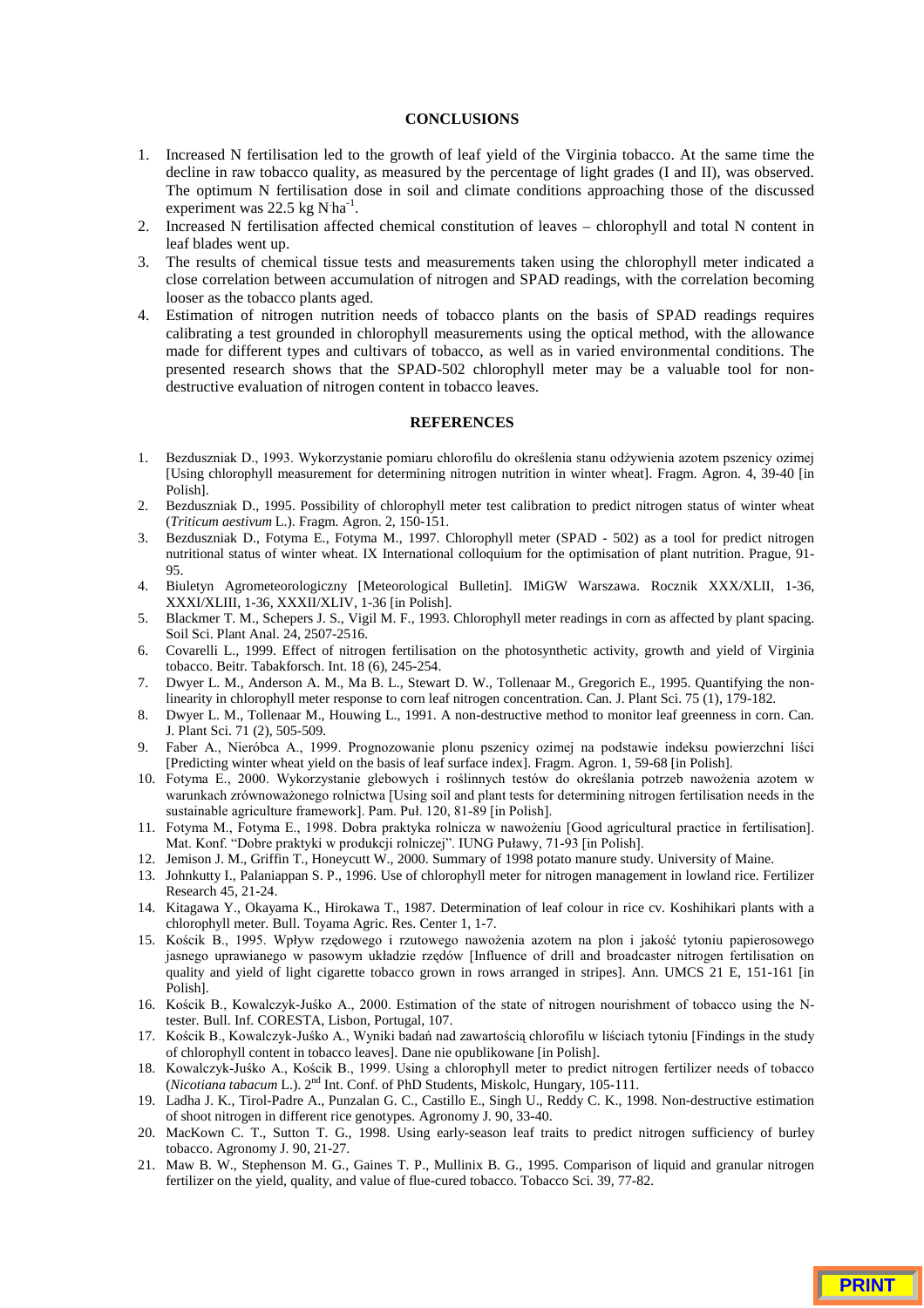## CONCLUSIONS

1. Increased N fertilisation led to the growth of leaf yield of the Virginia tobacco. At the same time the decline in raw tobacco quality, as measured by the percentage of light grades (I and II), was observed. The optimum N fertilisation dose in soil and climate conditions approaching those of the discussed experiment was 22.5 kg N·ha$^{-1}$.
2. Increased N fertilisation affected chemical constitution of leaves – chlorophyll and total N content in leaf blades went up.
3. The results of chemical tissue tests and measurements taken using the chlorophyll meter indicated a close correlation between accumulation of nitrogen and SPAD readings, with the correlation becoming looser as the tobacco plants aged.
4. Estimation of nitrogen nutrition needs of tobacco plants on the basis of SPAD readings requires calibrating a test grounded in chlorophyll measurements using the optical method, with the allowance made for different types and cultivars of tobacco, as well as in varied environmental conditions. The presented research shows that the SPAD-502 chlorophyll meter may be a valuable tool for non-destructive evaluation of nitrogen content in tobacco leaves.

## REFERENCES

1. Bezduszniak D., 1993. Wykorzystanie pomiaru chlorofilu do określenia stanu odżywienia azotem pszenicy ozimej [Using chlorophyll measurement for determining nitrogen nutrition in winter wheat]. Fragm. Agron. 4, 39-40 [in Polish].
2. Bezduszniak D., 1995. Possibility of chlorophyll meter test calibration to predict nitrogen status of winter wheat (*Triticum aestivum* L.). Fragm. Agron. 2, 150-151.
3. Bezduszniak D., Fotyma E., Fotyma M., 1997. Chlorophyll meter (SPAD - 502) as a tool for predict nitrogen nutritional status of winter wheat. IX International colloquium for the optimisation of plant nutrition. Prague, 91-95.
4. Biuletyn Agrometeorologiczny [Meteorological Bulletin]. IMiGW Warszawa. Rocznik XXX/XLII, 1-36, XXXI/XLIII, 1-36, XXXII/XLIV, 1-36 [in Polish].
5. Blackmer T. M., Schepers J. S., Vigil M. F., 1993. Chlorophyll meter readings in corn as affected by plant spacing. Soil Sci. Plant Anal. 24, 2507-2516.
6. Covarelli L., 1999. Effect of nitrogen fertilisation on the photosynthetic activity, growth and yield of Virginia tobacco. Beitr. Tabakforsch. Int. 18 (6), 245-254.
7. Dwyer L. M., Anderson A. M., Ma B. L., Stewart D. W., Tollenaar M., Gregorich E., 1995. Quantifying the non-linearity in chlorophyll meter response to corn leaf nitrogen concentration. Can. J. Plant Sci. 75 (1), 179-182.
8. Dwyer L. M., Tollenaar M., Houwing L., 1991. A non-destructive method to monitor leaf greenness in corn. Can. J. Plant Sci. 71 (2), 505-509.
9. Faber A., Nieróbca A., 1999. Prognozowanie plonu pszenicy ozimej na podstawie indeksu powierzchni liści [Predicting winter wheat yield on the basis of leaf surface index]. Fragm. Agron. 1, 59-68 [in Polish].
10. Fotyma E., 2000. Wykorzystanie glebowych i roślinnych testów do określania potrzeb nawożenia azotem w warunkach zrównoważonego rolnictwa [Using soil and plant tests for determining nitrogen fertilisation needs in the sustainable agriculture framework]. Pam. Puł. 120, 81-89 [in Polish].
11. Fotyma M., Fotyma E., 1998. Dobra praktyka rolnicza w nawożeniu [Good agricultural practice in fertilisation]. Mat. Konf. "Dobre praktyki w produkcji rolniczej". IUNG Puławy, 71-93 [in Polish].
12. Jemison J. M., Griffin T., Honeycutt W., 2000. Summary of 1998 potato manure study. University of Maine.
13. Johnkutty I., Palaniappan S. P., 1996. Use of chlorophyll meter for nitrogen management in lowland rice. Fertilizer Research 45, 21-24.
14. Kitagawa Y., Okayama K., Hirokawa T., 1987. Determination of leaf colour in rice cv. Koshihikari plants with a chlorophyll meter. Bull. Toyama Agric. Res. Center 1, 1-7.
15. Kościk B., 1995. Wpływ rzędowego i rzutowego nawożenia azotem na plon i jakość tytoniu papierosowego jasnego uprawianego w pasowym układzie rzędów [Influence of drill and broadcaster nitrogen fertilisation on quality and yield of light cigarette tobacco grown in rows arranged in stripes]. Ann. UMCS 21 E, 151-161 [in Polish].
16. Kościk B., Kowalczyk-Juśko A., 2000. Estimation of the state of nitrogen nourishment of tobacco using the N-tester. Bull. Inf. CORESTA, Lisbon, Portugal, 107.
17. Kościk B., Kowalczyk-Juśko A., Wyniki badań nad zawartością chlorofilu w liściach tytoniu [Findings in the study of chlorophyll content in tobacco leaves]. Dane nie opublikowane [in Polish].
18. Kowalczyk-Juśko A., Kościk B., 1999. Using a chlorophyll meter to predict nitrogen fertilizer needs of tobacco (*Nicotiana tabacum* L.). 2nd Int. Conf. of PhD Students, Miskolc, Hungary, 105-111.
19. Ladha J. K., Tirol-Padre A., Punzalan G. C., Castillo E., Singh U., Reddy C. K., 1998. Non-destructive estimation of shoot nitrogen in different rice genotypes. Agronomy J. 90, 33-40.
20. MacKown C. T., Sutton T. G., 1998. Using early-season leaf traits to predict nitrogen sufficiency of burley tobacco. Agronomy J. 90, 21-27.
21. Maw B. W., Stephenson M. G., Gaines T. P., Mullinix B. G., 1995. Comparison of liquid and granular nitrogen fertilizer on the yield, quality, and value of flue-cured tobacco. Tobacco Sci. 39, 77-82.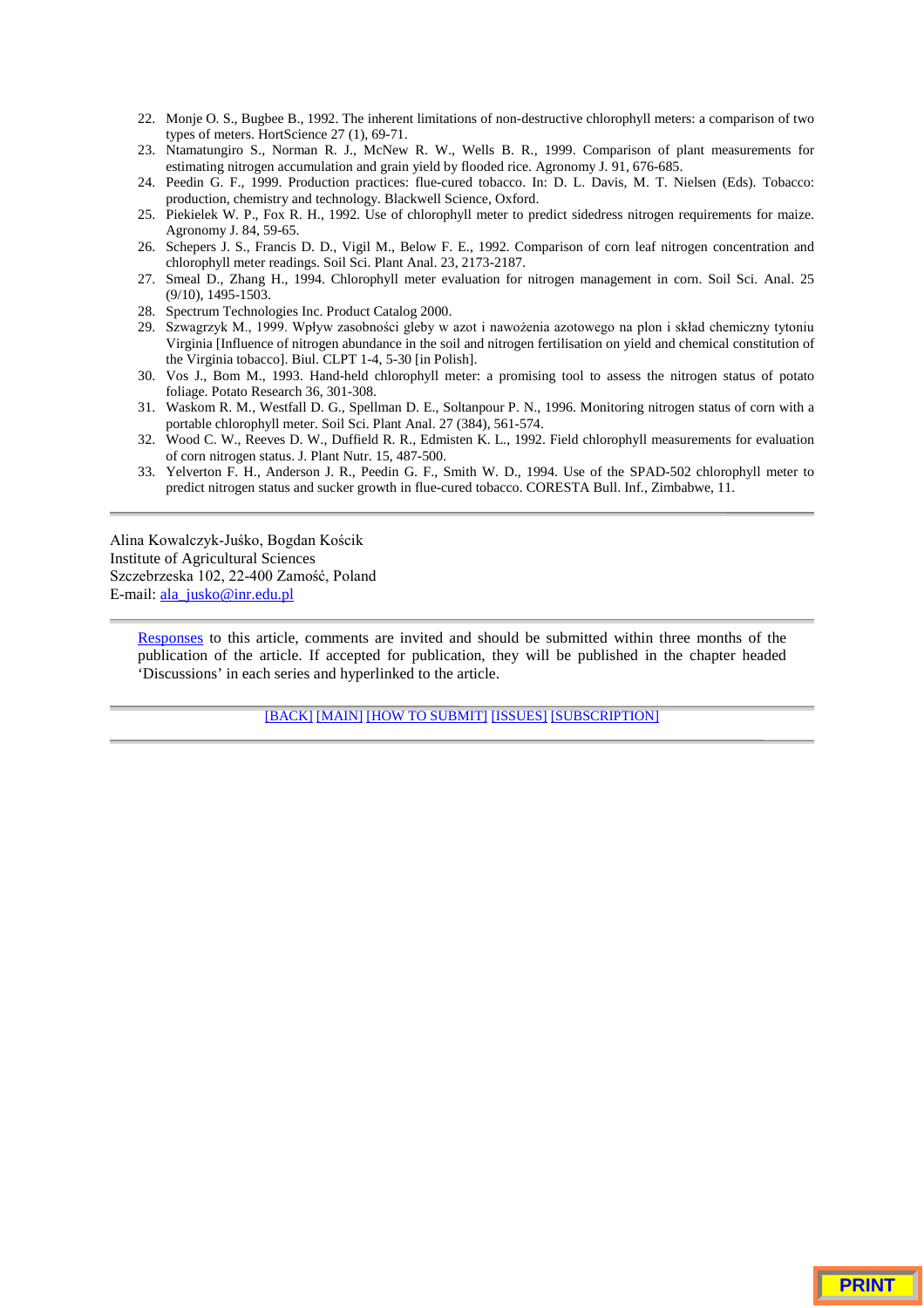22. Monje O. S., Bugbee B., 1992. The inherent limitations of non-destructive chlorophyll meters: a comparison of two types of meters. HortScience 27 (1), 69-71.
23. Ntamatungiro S., Norman R. J., McNew R. W., Wells B. R., 1999. Comparison of plant measurements for estimating nitrogen accumulation and grain yield by flooded rice. Agronomy J. 91, 676-685.
24. Peedin G. F., 1999. Production practices: flue-cured tobacco. In: D. L. Davis, M. T. Nielsen (Eds). Tobacco: production, chemistry and technology. Blackwell Science, Oxford.
25. Piekielek W. P., Fox R. H., 1992. Use of chlorophyll meter to predict sidedress nitrogen requirements for maize. Agronomy J. 84, 59-65.
26. Schepers J. S., Francis D. D., Vigil M., Below F. E., 1992. Comparison of corn leaf nitrogen concentration and chlorophyll meter readings. Soil Sci. Plant Anal. 23, 2173-2187.
27. Smeal D., Zhang H., 1994. Chlorophyll meter evaluation for nitrogen management in corn. Soil Sci. Anal. 25 (9/10), 1495-1503.
28. Spectrum Technologies Inc. Product Catalog 2000.
29. Szwagrzyk M., 1999. Wpływ zasobności gleby w azot i nawożenia azotowego na plon i skład chemiczny tytoniu Virginia [Influence of nitrogen abundance in the soil and nitrogen fertilisation on yield and chemical constitution of the Virginia tobacco]. Biul. CLPT 1-4, 5-30 [in Polish].
30. Vos J., Bom M., 1993. Hand-held chlorophyll meter: a promising tool to assess the nitrogen status of potato foliage. Potato Research 36, 301-308.
31. Waskom R. M., Westfall D. G., Spellman D. E., Soltanpour P. N., 1996. Monitoring nitrogen status of corn with a portable chlorophyll meter. Soil Sci. Plant Anal. 27 (384), 561-574.
32. Wood C. W., Reeves D. W., Duffield R. R., Edmisten K. L., 1992. Field chlorophyll measurements for evaluation of corn nitrogen status. J. Plant Nutr. 15, 487-500.
33. Yelverton F. H., Anderson J. R., Peedin G. F., Smith W. D., 1994. Use of the SPAD-502 chlorophyll meter to predict nitrogen status and sucker growth in flue-cured tobacco. CORESTA Bull. Inf., Zimbabwe, 11.

---

Alina Kowalczyk-Juśko, Bogdan Kościk
Institute of Agricultural Sciences
Szczebrzeska 102, 22-400 Zamość, Poland
E-mail: ala_jusko@inr.edu.pl

---

Responses to this article, comments are invited and should be submitted within three months of the publication of the article. If accepted for publication, they will be published in the chapter headed 'Discussions' in each series and hyperlinked to the article.

---

[BACK] [MAIN] [HOW TO SUBMIT] [ISSUES] [SUBSCRIPTION]

PRINT